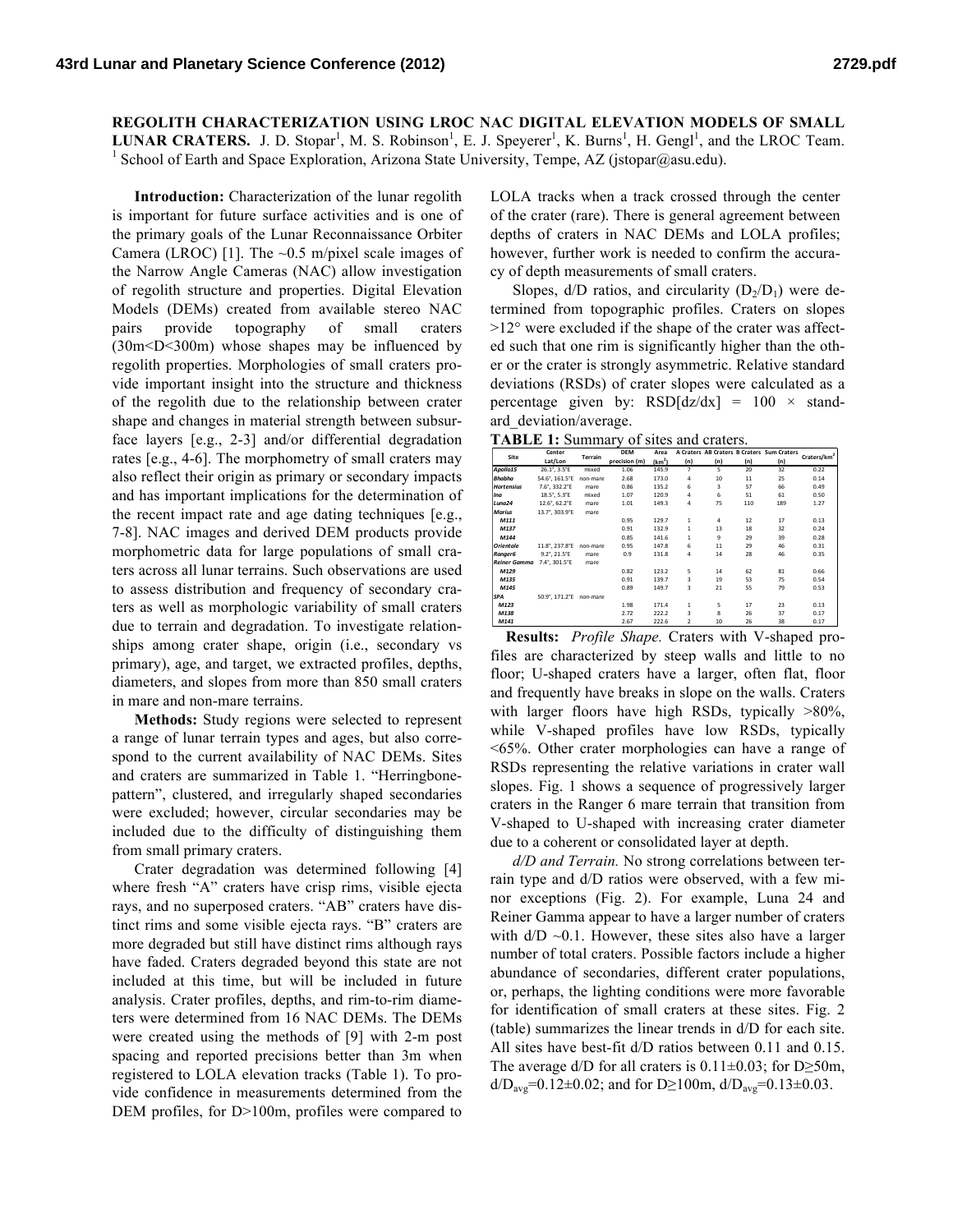# REGOLITH CHARACTERIZATION USING LROC NAC DIGITAL ELEVATION MODELS OF SMALL LUNAR CRATERS.

J. D. Stopar[1], M. S. Robinson[1], E. J. Speyerer[1], K. Burns[1], H. Gengl[1], and the LROC Team. [1] School of Earth and Space Exploration, Arizona State University, Tempe, AZ (jstopar@asu.edu).

**Introduction:** Characterization of the lunar regolith is important for future surface activities and is one of the primary goals of the Lunar Reconnaissance Orbiter Camera (LROC) [1]. The ~0.5 m/pixel scale images of the Narrow Angle Cameras (NAC) allow investigation of regolith structure and properties. Digital Elevation Models (DEMs) created from available stereo NAC pairs provide topography of small craters (30m<D<300m) whose shapes may be influenced by regolith properties. Morphologies of small craters provide important insight into the structure and thickness of the regolith due to the relationship between crater shape and changes in material strength between subsurface layers [e.g., 2-3] and/or differential degradation rates [e.g., 4-6]. The morphometry of small craters may also reflect their origin as primary or secondary impacts and has important implications for the determination of the recent impact rate and age dating techniques [e.g., 7-8]. NAC images and derived DEM products provide morphometric data for large populations of small craters across all lunar terrains. Such observations are used to assess distribution and frequency of secondary craters as well as morphologic variability of small craters due to terrain and degradation. To investigate relationships among crater shape, origin (i.e., secondary vs primary), age, and target, we extracted profiles, depths, diameters, and slopes from more than 850 small craters in mare and non-mare terrains.

**Methods:** Study regions were selected to represent a range of lunar terrain types and ages, but also correspond to the current availability of NAC DEMs. Sites and craters are summarized in Table 1. "Herringbone-pattern", clustered, and irregularly shaped secondaries were excluded; however, circular secondaries may be included due to the difficulty of distinguishing them from small primary craters.

Crater degradation was determined following [4] where fresh "A" craters have crisp rims, visible ejecta rays, and no superposed craters. "AB" craters have distinct rims and some visible ejecta rays. "B" craters are more degraded but still have distinct rims although rays have faded. Craters degraded beyond this state are not included at this time, but will be included in future analysis. Crater profiles, depths, and rim-to-rim diameters were determined from 16 NAC DEMs. The DEMs were created using the methods of [9] with 2-m post spacing and reported precisions better than 3m when registered to LOLA elevation tracks (Table 1). To provide confidence in measurements determined from the DEM profiles, for D>100m, profiles were compared to LOLA tracks when a track crossed through the center of the crater (rare). There is general agreement between depths of craters in NAC DEMs and LOLA profiles; however, further work is needed to confirm the accuracy of depth measurements of small craters.

Slopes, d/D ratios, and circularity ($D_2/D_1$) were determined from topographic profiles. Craters on slopes >12° were excluded if the shape of the crater was affected such that one rim is significantly higher than the other or the crater is strongly asymmetric. Relative standard deviations (RSDs) of crater slopes were calculated as a percentage given by: RSD[dz/dx] = 100 × standard_deviation/average.

**TABLE 1:** Summary of sites and craters.

| Site | Center Lat/Lon | Terrain | DEM precision (m) | Area (km$^2$) | A Craters (n) | AB Craters (n) | B Craters (n) | Sum Craters (n) | Craters/km$^2$ |
|---|---|---|---|---|---|---|---|---|---|
| *Apollo15* | 26.1°, 3.5°E | mixed | 1.06 | 145.9 | 7 | 5 | 20 | 32 | 0.22 |
| *Bhabha* | 54.6°, 161.5°E | non-mare | 2.68 | 173.0 | 4 | 10 | 11 | 25 | 0.14 |
| *Hortensius* | 7.6°, 332.2°E | mare | 0.86 | 135.2 | 6 | 3 | 57 | 66 | 0.49 |
| *Ina* | 18.5°, 5.3°E | mixed | 1.07 | 120.9 | 4 | 6 | 51 | 61 | 0.50 |
| *Luna24* | 12.6°, 62.2°E | mare | 1.01 | 149.3 | 4 | 75 | 110 | 189 | 1.27 |
| *Marius* | 13.7°, 303.9°E | mare | | | | | | | |
| *M111* | | | 0.95 | 129.7 | 1 | 4 | 12 | 17 | 0.13 |
| *M137* | | | 0.91 | 132.9 | 1 | 13 | 18 | 32 | 0.24 |
| *M144* | | | 0.85 | 141.6 | 1 | 9 | 29 | 39 | 0.28 |
| *Orientale* | 11.8°, 237.8°E | non-mare | 0.95 | 147.8 | 6 | 11 | 29 | 46 | 0.31 |
| *Ranger6* | 9.2°, 21.5°E | mare | 0.9 | 131.8 | 4 | 14 | 28 | 46 | 0.35 |
| *Reiner Gamma* | 7.4°, 301.5°E | mare | | | | | | | |
| *M129* | | | 0.82 | 123.2 | 5 | 14 | 62 | 81 | 0.66 |
| *M135* | | | 0.91 | 139.7 | 3 | 19 | 53 | 75 | 0.54 |
| *M145* | | | 0.89 | 149.7 | 3 | 21 | 55 | 79 | 0.53 |
| *SPA* | 50.9°, 171.2°E | non-mare | | | | | | | |
| *M123* | | | 1.98 | 171.4 | 1 | 5 | 17 | 23 | 0.13 |
| *M138* | | | 2.72 | 222.2 | 3 | 8 | 26 | 37 | 0.17 |
| *M141* | | | 2.67 | 222.6 | 2 | 10 | 26 | 38 | 0.17 |

**Results:** *Profile Shape.* Craters with V-shaped profiles are characterized by steep walls and little to no floor; U-shaped craters have a larger, often flat, floor and frequently have breaks in slope on the walls. Craters with larger floors have high RSDs, typically >80%, while V-shaped profiles have low RSDs, typically <65%. Other crater morphologies can have a range of RSDs representing the relative variations in crater wall slopes. Fig. 1 shows a sequence of progressively larger craters in the Ranger 6 mare terrain that transition from V-shaped to U-shaped with increasing crater diameter due to a coherent or consolidated layer at depth.

*d/D and Terrain.* No strong correlations between terrain type and d/D ratios were observed, with a few minor exceptions (Fig. 2). For example, Luna 24 and Reiner Gamma appear to have a larger number of craters with d/D ~0.1. However, these sites also have a larger number of total craters. Possible factors include a higher abundance of secondaries, different crater populations, or, perhaps, the lighting conditions were more favorable for identification of small craters at these sites. Fig. 2 (table) summarizes the linear trends in d/D for each site. All sites have best-fit d/D ratios between 0.11 and 0.15. The average d/D for all craters is 0.11±0.03; for D≥50m, $d/D_{avg}$=0.12±0.02; and for D≥100m, $d/D_{avg}$=0.13±0.03.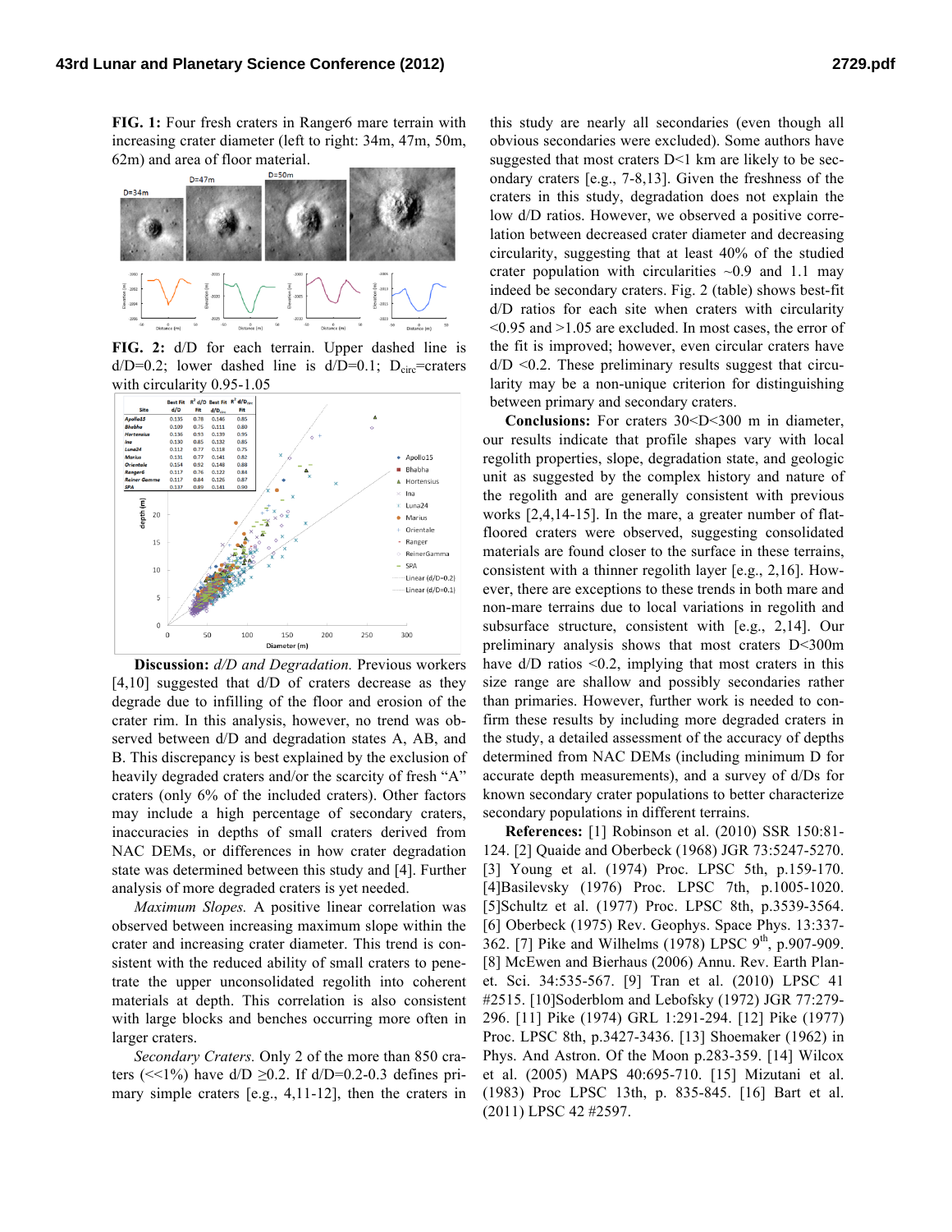**FIG. 1:** Four fresh craters in Ranger6 mare terrain with increasing crater diameter (left to right: 34m, 47m, 50m, 62m) and area of floor material.

D=34m
D=47m
D=50m

**FIG. 2:** d/D for each terrain. Upper dashed line is d/D=0.2; lower dashed line is d/D=0.1; $D_{circ}$=craters with circularity 0.95-1.05

| Site | Best Fit d/D | $R^2$ d/D Fit | Best Fit d/$D_{circ}$ | $R^2$ d/$D_{circ}$ Fit |
|---|---|---|---|---|
| Apollo15 | 0.135 | 0.78 | 0.146 | 0.85 |
| Bhabha | 0.109 | 0.75 | 0.111 | 0.80 |
| Hortensius | 0.136 | 0.93 | 0.139 | 0.95 |
| Ina | 0.130 | 0.85 | 0.132 | 0.85 |
| Luna24 | 0.112 | 0.77 | 0.118 | 0.75 |
| Marius | 0.131 | 0.77 | 0.141 | 0.82 |
| Orientale | 0.154 | 0.92 | 0.148 | 0.88 |
| Ranger6 | 0.117 | 0.76 | 0.122 | 0.84 |
| Reiner Gamma | 0.117 | 0.84 | 0.126 | 0.87 |
| SPA | 0.137 | 0.89 | 0.141 | 0.90 |

depth (m)
Diameter (m)
Apollo15, Bhabha, Hortensius, Ina, Luna24, Marius, Orientale, Ranger, ReinerGamma, SPA, Linear (d/D=0.2), Linear (d/D=0.1)

**Discussion:** *d/D and Degradation.* Previous workers [4,10] suggested that d/D of craters decrease as they degrade due to infilling of the floor and erosion of the crater rim. In this analysis, however, no trend was observed between d/D and degradation states A, AB, and B. This discrepancy is best explained by the exclusion of heavily degraded craters and/or the scarcity of fresh "A" craters (only 6% of the included craters). Other factors may include a high percentage of secondary craters, inaccuracies in depths of small craters derived from NAC DEMs, or differences in how crater degradation state was determined between this study and [4]. Further analysis of more degraded craters is yet needed.

*Maximum Slopes.* A positive linear correlation was observed between increasing maximum slope within the crater and increasing crater diameter. This trend is consistent with the reduced ability of small craters to penetrate the upper unconsolidated regolith into coherent materials at depth. This correlation is also consistent with large blocks and benches occurring more often in larger craters.

*Secondary Craters.* Only 2 of the more than 850 craters (<<1%) have d/D ≥0.2. If d/D=0.2-0.3 defines primary simple craters [e.g., 4,11-12], then the craters in this study are nearly all secondaries (even though all obvious secondaries were excluded). Some authors have suggested that most craters D<1 km are likely to be secondary craters [e.g., 7-8,13]. Given the freshness of the craters in this study, degradation does not explain the low d/D ratios. However, we observed a positive correlation between decreased crater diameter and decreasing circularity, suggesting that at least 40% of the studied crater population with circularities ~0.9 and 1.1 may indeed be secondary craters. Fig. 2 (table) shows best-fit d/D ratios for each site when craters with circularity <0.95 and >1.05 are excluded. In most cases, the error of the fit is improved; however, even circular craters have d/D <0.2. These preliminary results suggest that circularity may be a non-unique criterion for distinguishing between primary and secondary craters.

**Conclusions:** For craters 30<D<300 m in diameter, our results indicate that profile shapes vary with local regolith properties, slope, degradation state, and geologic unit as suggested by the complex history and nature of the regolith and are generally consistent with previous works [2,4,14-15]. In the mare, a greater number of flat-floored craters were observed, suggesting consolidated materials are found closer to the surface in these terrains, consistent with a thinner regolith layer [e.g., 2,16]. However, there are exceptions to these trends in both mare and non-mare terrains due to local variations in regolith and subsurface structure, consistent with [e.g., 2,14]. Our preliminary analysis shows that most craters D<300m have d/D ratios <0.2, implying that most craters in this size range are shallow and possibly secondaries rather than primaries. However, further work is needed to confirm these results by including more degraded craters in the study, a detailed assessment of the accuracy of depths determined from NAC DEMs (including minimum D for accurate depth measurements), and a survey of d/Ds for known secondary crater populations to better characterize secondary populations in different terrains.

**References:** [1] Robinson et al. (2010) SSR 150:81-124. [2] Quaide and Oberbeck (1968) JGR 73:5247-5270. [3] Young et al. (1974) Proc. LPSC 5th, p.159-170. [4]Basilevsky (1976) Proc. LPSC 7th, p.1005-1020. [5]Schultz et al. (1977) Proc. LPSC 8th, p.3539-3564. [6] Oberbeck (1975) Rev. Geophys. Space Phys. 13:337-362. [7] Pike and Wilhelms (1978) LPSC 9th, p.907-909. [8] McEwen and Bierhaus (2006) Annu. Rev. Earth Planet. Sci. 34:535-567. [9] Tran et al. (2010) LPSC 41 #2515. [10]Soderblom and Lebofsky (1972) JGR 77:279-296. [11] Pike (1974) GRL 1:291-294. [12] Pike (1977) Proc. LPSC 8th, p.3427-3436. [13] Shoemaker (1962) in Phys. And Astron. Of the Moon p.283-359. [14] Wilcox et al. (2005) MAPS 40:695-710. [15] Mizutani et al. (1983) Proc LPSC 13th, p. 835-845. [16] Bart et al. (2011) LPSC 42 #2597.